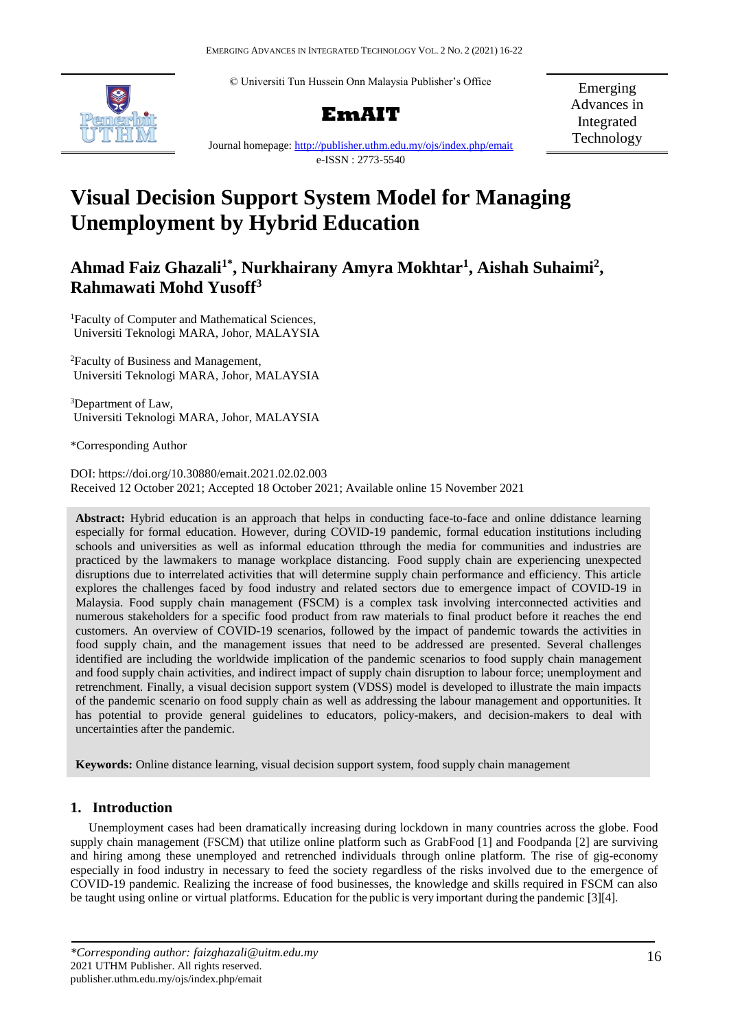© Universiti Tun Hussein Onn Malaysia Publisher's Office

**EmAIT**

Emerging Advances in Integrated Technology

Journal homepage: http://publisher.uthm.edu.my/ojs/index.php/emait

e-ISSN : 2773-5540

# Visual Decision Support System Model for Managing Unemployment by Hybrid Education

**Ahmad Faiz Ghazali[1*], Nurkhairany Amyra Mokhtar[1], Aishah Suhaimi[2], Rahmawati Mohd Yusoff[3]**

[1]Faculty of Computer and Mathematical Sciences, Universiti Teknologi MARA, Johor, MALAYSIA

[2]Faculty of Business and Management, Universiti Teknologi MARA, Johor, MALAYSIA

[3]Department of Law, Universiti Teknologi MARA, Johor, MALAYSIA

*Corresponding Author

DOI: https://doi.org/10.30880/emait.2021.02.02.003

Received 12 October 2021; Accepted 18 October 2021; Available online 15 November 2021

**Abstract:** Hybrid education is an approach that helps in conducting face-to-face and online ddistance learning especially for formal education. However, during COVID-19 pandemic, formal education institutions including schools and universities as well as informal education tthrough the media for communities and industries are practiced by the lawmakers to manage workplace distancing. Food supply chain are experiencing unexpected disruptions due to interrelated activities that will determine supply chain performance and efficiency. This article explores the challenges faced by food industry and related sectors due to emergence impact of COVID-19 in Malaysia. Food supply chain management (FSCM) is a complex task involving interconnected activities and numerous stakeholders for a specific food product from raw materials to final product before it reaches the end customers. An overview of COVID-19 scenarios, followed by the impact of pandemic towards the activities in food supply chain, and the management issues that need to be addressed are presented. Several challenges identified are including the worldwide implication of the pandemic scenarios to food supply chain management and food supply chain activities, and indirect impact of supply chain disruption to labour force; unemployment and retrenchment. Finally, a visual decision support system (VDSS) model is developed to illustrate the main impacts of the pandemic scenario on food supply chain as well as addressing the labour management and opportunities. It has potential to provide general guidelines to educators, policy-makers, and decision-makers to deal with uncertainties after the pandemic.

**Keywords:** Online distance learning, visual decision support system, food supply chain management

## 1. Introduction

Unemployment cases had been dramatically increasing during lockdown in many countries across the globe. Food supply chain management (FSCM) that utilize online platform such as GrabFood [1] and Foodpanda [2] are surviving and hiring among these unemployed and retrenched individuals through online platform. The rise of gig-economy especially in food industry in necessary to feed the society regardless of the risks involved due to the emergence of COVID-19 pandemic. Realizing the increase of food businesses, the knowledge and skills required in FSCM can also be taught using online or virtual platforms. Education for the public is very important during the pandemic [3][4].

*\*Corresponding author: faizghazali@uitm.edu.my*
2021 UTHM Publisher. All rights reserved.
publisher.uthm.edu.my/ojs/index.php/emait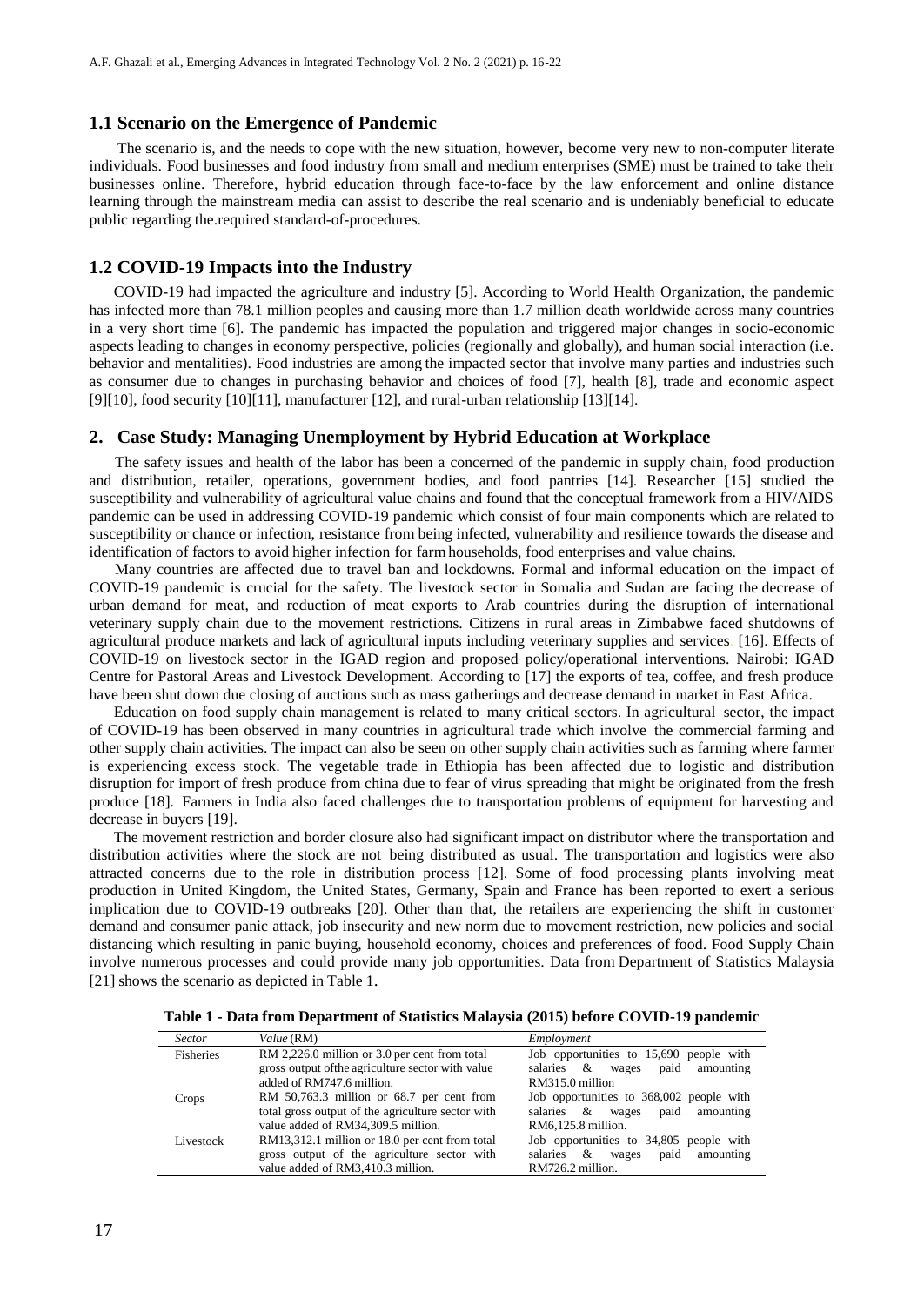### 1.1 Scenario on the Emergence of Pandemic

The scenario is, and the needs to cope with the new situation, however, become very new to non-computer literate individuals. Food businesses and food industry from small and medium enterprises (SME) must be trained to take their businesses online. Therefore, hybrid education through face-to-face by the law enforcement and online distance learning through the mainstream media can assist to describe the real scenario and is undeniably beneficial to educate public regarding the.required standard-of-procedures.

### 1.2 COVID-19 Impacts into the Industry

COVID-19 had impacted the agriculture and industry [5]. According to World Health Organization, the pandemic has infected more than 78.1 million peoples and causing more than 1.7 million death worldwide across many countries in a very short time [6]. The pandemic has impacted the population and triggered major changes in socio-economic aspects leading to changes in economy perspective, policies (regionally and globally), and human social interaction (i.e. behavior and mentalities). Food industries are among the impacted sector that involve many parties and industries such as consumer due to changes in purchasing behavior and choices of food [7], health [8], trade and economic aspect [9][10], food security [10][11], manufacturer [12], and rural-urban relationship [13][14].

## 2. Case Study: Managing Unemployment by Hybrid Education at Workplace

The safety issues and health of the labor has been a concerned of the pandemic in supply chain, food production and distribution, retailer, operations, government bodies, and food pantries [14]. Researcher [15] studied the susceptibility and vulnerability of agricultural value chains and found that the conceptual framework from a HIV/AIDS pandemic can be used in addressing COVID-19 pandemic which consist of four main components which are related to susceptibility or chance or infection, resistance from being infected, vulnerability and resilience towards the disease and identification of factors to avoid higher infection for farm households, food enterprises and value chains.

Many countries are affected due to travel ban and lockdowns. Formal and informal education on the impact of COVID-19 pandemic is crucial for the safety. The livestock sector in Somalia and Sudan are facing the decrease of urban demand for meat, and reduction of meat exports to Arab countries during the disruption of international veterinary supply chain due to the movement restrictions. Citizens in rural areas in Zimbabwe faced shutdowns of agricultural produce markets and lack of agricultural inputs including veterinary supplies and services [16]. Effects of COVID-19 on livestock sector in the IGAD region and proposed policy/operational interventions. Nairobi: IGAD Centre for Pastoral Areas and Livestock Development. According to [17] the exports of tea, coffee, and fresh produce have been shut down due closing of auctions such as mass gatherings and decrease demand in market in East Africa.

Education on food supply chain management is related to many critical sectors. In agricultural sector, the impact of COVID-19 has been observed in many countries in agricultural trade which involve the commercial farming and other supply chain activities. The impact can also be seen on other supply chain activities such as farming where farmer is experiencing excess stock. The vegetable trade in Ethiopia has been affected due to logistic and distribution disruption for import of fresh produce from china due to fear of virus spreading that might be originated from the fresh produce [18]. Farmers in India also faced challenges due to transportation problems of equipment for harvesting and decrease in buyers [19].

The movement restriction and border closure also had significant impact on distributor where the transportation and distribution activities where the stock are not being distributed as usual. The transportation and logistics were also attracted concerns due to the role in distribution process [12]. Some of food processing plants involving meat production in United Kingdom, the United States, Germany, Spain and France has been reported to exert a serious implication due to COVID-19 outbreaks [20]. Other than that, the retailers are experiencing the shift in customer demand and consumer panic attack, job insecurity and new norm due to movement restriction, new policies and social distancing which resulting in panic buying, household economy, choices and preferences of food. Food Supply Chain involve numerous processes and could provide many job opportunities. Data from Department of Statistics Malaysia [21] shows the scenario as depicted in Table 1.

**Table 1 - Data from Department of Statistics Malaysia (2015) before COVID-19 pandemic**

| *Sector* | *Value* (RM) | *Employment* |
|---|---|---|
| Fisheries | RM 2,226.0 million or 3.0 per cent from total gross output ofthe agriculture sector with value added of RM747.6 million. | Job opportunities to 15,690 people with salaries & wages paid amounting RM315.0 million |
| Crops | RM 50,763.3 million or 68.7 per cent from total gross output of the agriculture sector with value added of RM34,309.5 million. | Job opportunities to 368,002 people with salaries & wages paid amounting RM6,125.8 million. |
| Livestock | RM13,312.1 million or 18.0 per cent from total gross output of the agriculture sector with value added of RM3,410.3 million. | Job opportunities to 34,805 people with salaries & wages paid amounting RM726.2 million. |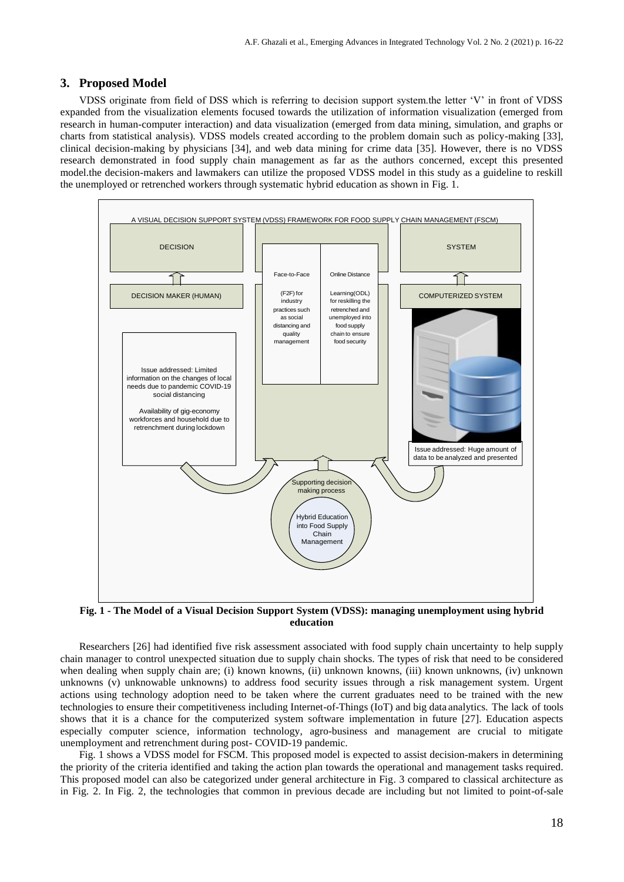## 3. Proposed Model

VDSS originate from field of DSS which is referring to decision support system.the letter 'V' in front of VDSS expanded from the visualization elements focused towards the utilization of information visualization (emerged from research in human-computer interaction) and data visualization (emerged from data mining, simulation, and graphs or charts from statistical analysis). VDSS models created according to the problem domain such as policy-making [33], clinical decision-making by physicians [34], and web data mining for crime data [35]. However, there is no VDSS research demonstrated in food supply chain management as far as the authors concerned, except this presented model.the decision-makers and lawmakers can utilize the proposed VDSS model in this study as a guideline to reskill the unemployed or retrenched workers through systematic hybrid education as shown in Fig. 1.

**Fig. 1 - The Model of a Visual Decision Support System (VDSS): managing unemployment using hybrid education**

Researchers [26] had identified five risk assessment associated with food supply chain uncertainty to help supply chain manager to control unexpected situation due to supply chain shocks. The types of risk that need to be considered when dealing when supply chain are; (i) known knowns, (ii) unknown knowns, (iii) known unknowns, (iv) unknown unknowns (v) unknowable unknowns) to address food security issues through a risk management system. Urgent actions using technology adoption need to be taken where the current graduates need to be trained with the new technologies to ensure their competitiveness including Internet-of-Things (IoT) and big data analytics. The lack of tools shows that it is a chance for the computerized system software implementation in future [27]. Education aspects especially computer science, information technology, agro-business and management are crucial to mitigate unemployment and retrenchment during post- COVID-19 pandemic.

Fig. 1 shows a VDSS model for FSCM. This proposed model is expected to assist decision-makers in determining the priority of the criteria identified and taking the action plan towards the operational and management tasks required. This proposed model can also be categorized under general architecture in Fig. 3 compared to classical architecture as in Fig. 2. In Fig. 2, the technologies that common in previous decade are including but not limited to point-of-sale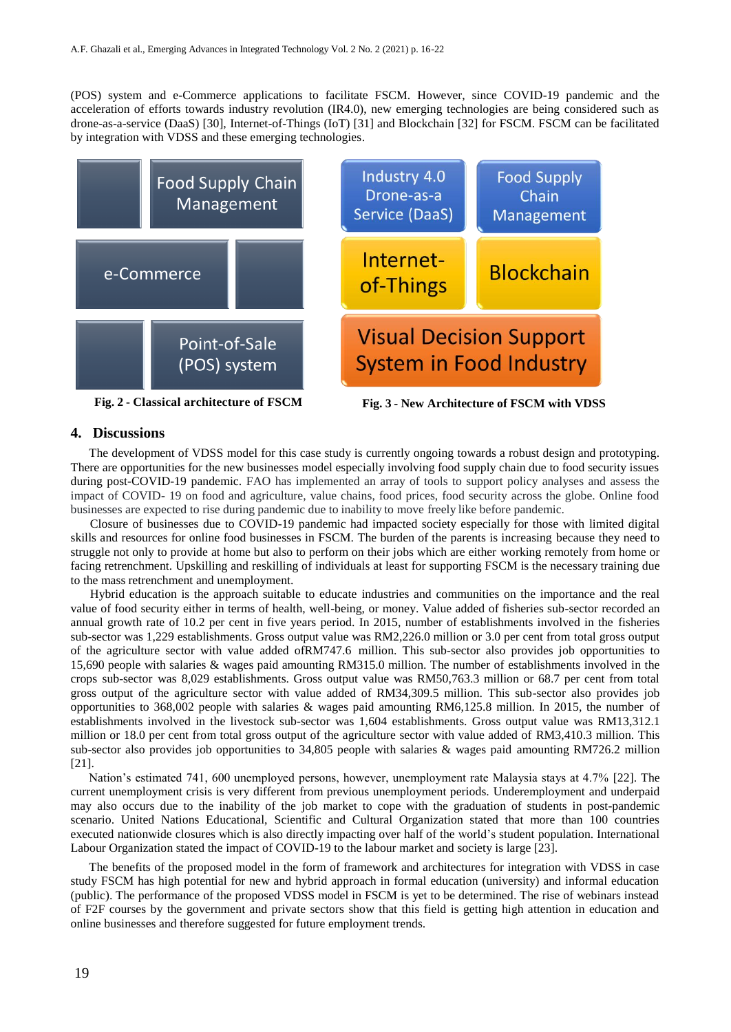(POS) system and e-Commerce applications to facilitate FSCM. However, since COVID-19 pandemic and the acceleration of efforts towards industry revolution (IR4.0), new emerging technologies are being considered such as drone-as-a-service (DaaS) [30], Internet-of-Things (IoT) [31] and Blockchain [32] for FSCM. FSCM can be facilitated by integration with VDSS and these emerging technologies.

| | Food Supply Chain Management |
|---|---|
| e-Commerce | |
| | Point-of-Sale (POS) system |

**Fig. 2 - Classical architecture of FSCM**

| Industry 4.0 Drone-as-a Service (DaaS) | Food Supply Chain Management |
|---|---|
| Internet-of-Things | Blockchain |
| Visual Decision Support System in Food Industry | |

**Fig. 3 - New Architecture of FSCM with VDSS**

## 4. Discussions

The development of VDSS model for this case study is currently ongoing towards a robust design and prototyping. There are opportunities for the new businesses model especially involving food supply chain due to food security issues during post-COVID-19 pandemic. FAO has implemented an array of tools to support policy analyses and assess the impact of COVID- 19 on food and agriculture, value chains, food prices, food security across the globe. Online food businesses are expected to rise during pandemic due to inability to move freely like before pandemic.

Closure of businesses due to COVID-19 pandemic had impacted society especially for those with limited digital skills and resources for online food businesses in FSCM. The burden of the parents is increasing because they need to struggle not only to provide at home but also to perform on their jobs which are either working remotely from home or facing retrenchment. Upskilling and reskilling of individuals at least for supporting FSCM is the necessary training due to the mass retrenchment and unemployment.

Hybrid education is the approach suitable to educate industries and communities on the importance and the real value of food security either in terms of health, well-being, or money. Value added of fisheries sub-sector recorded an annual growth rate of 10.2 per cent in five years period. In 2015, number of establishments involved in the fisheries sub-sector was 1,229 establishments. Gross output value was RM2,226.0 million or 3.0 per cent from total gross output of the agriculture sector with value added ofRM747.6 million. This sub-sector also provides job opportunities to 15,690 people with salaries & wages paid amounting RM315.0 million. The number of establishments involved in the crops sub-sector was 8,029 establishments. Gross output value was RM50,763.3 million or 68.7 per cent from total gross output of the agriculture sector with value added of RM34,309.5 million. This sub-sector also provides job opportunities to 368,002 people with salaries & wages paid amounting RM6,125.8 million. In 2015, the number of establishments involved in the livestock sub-sector was 1,604 establishments. Gross output value was RM13,312.1 million or 18.0 per cent from total gross output of the agriculture sector with value added of RM3,410.3 million. This sub-sector also provides job opportunities to 34,805 people with salaries & wages paid amounting RM726.2 million [21].

Nation's estimated 741, 600 unemployed persons, however, unemployment rate Malaysia stays at 4.7% [22]. The current unemployment crisis is very different from previous unemployment periods. Underemployment and underpaid may also occurs due to the inability of the job market to cope with the graduation of students in post-pandemic scenario. United Nations Educational, Scientific and Cultural Organization stated that more than 100 countries executed nationwide closures which is also directly impacting over half of the world's student population. International Labour Organization stated the impact of COVID-19 to the labour market and society is large [23].

The benefits of the proposed model in the form of framework and architectures for integration with VDSS in case study FSCM has high potential for new and hybrid approach in formal education (university) and informal education (public). The performance of the proposed VDSS model in FSCM is yet to be determined. The rise of webinars instead of F2F courses by the government and private sectors show that this field is getting high attention in education and online businesses and therefore suggested for future employment trends.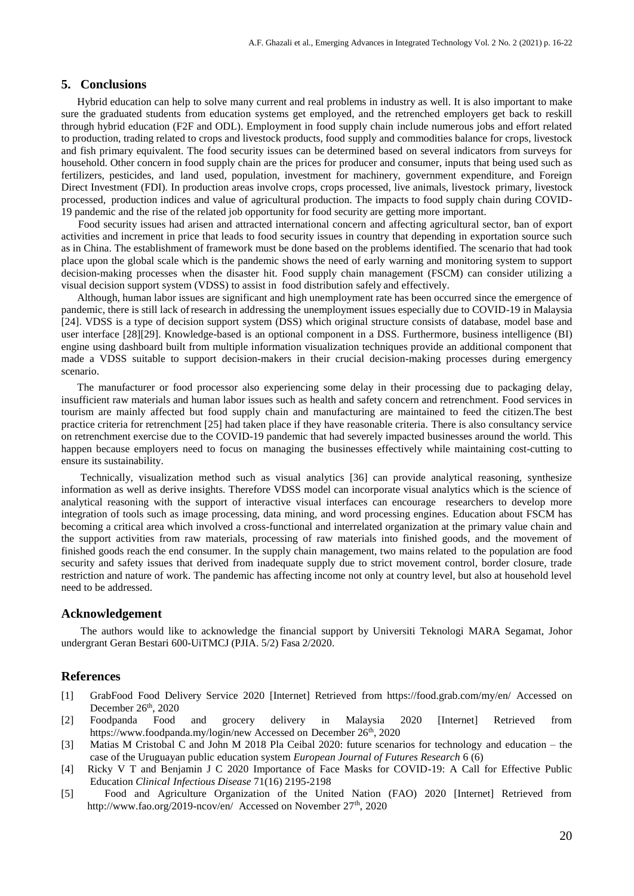## 5. Conclusions

Hybrid education can help to solve many current and real problems in industry as well. It is also important to make sure the graduated students from education systems get employed, and the retrenched employers get back to reskill through hybrid education (F2F and ODL). Employment in food supply chain include numerous jobs and effort related to production, trading related to crops and livestock products, food supply and commodities balance for crops, livestock and fish primary equivalent. The food security issues can be determined based on several indicators from surveys for household. Other concern in food supply chain are the prices for producer and consumer, inputs that being used such as fertilizers, pesticides, and land used, population, investment for machinery, government expenditure, and Foreign Direct Investment (FDI). In production areas involve crops, crops processed, live animals, livestock primary, livestock processed, production indices and value of agricultural production. The impacts to food supply chain during COVID-19 pandemic and the rise of the related job opportunity for food security are getting more important.

Food security issues had arisen and attracted international concern and affecting agricultural sector, ban of export activities and increment in price that leads to food security issues in country that depending in exportation source such as in China. The establishment of framework must be done based on the problems identified. The scenario that had took place upon the global scale which is the pandemic shows the need of early warning and monitoring system to support decision-making processes when the disaster hit. Food supply chain management (FSCM) can consider utilizing a visual decision support system (VDSS) to assist in food distribution safely and effectively.

Although, human labor issues are significant and high unemployment rate has been occurred since the emergence of pandemic, there is still lack of research in addressing the unemployment issues especially due to COVID-19 in Malaysia [24]. VDSS is a type of decision support system (DSS) which original structure consists of database, model base and user interface [28][29]. Knowledge-based is an optional component in a DSS. Furthermore, business intelligence (BI) engine using dashboard built from multiple information visualization techniques provide an additional component that made a VDSS suitable to support decision-makers in their crucial decision-making processes during emergency scenario.

The manufacturer or food processor also experiencing some delay in their processing due to packaging delay, insufficient raw materials and human labor issues such as health and safety concern and retrenchment. Food services in tourism are mainly affected but food supply chain and manufacturing are maintained to feed the citizen.The best practice criteria for retrenchment [25] had taken place if they have reasonable criteria. There is also consultancy service on retrenchment exercise due to the COVID-19 pandemic that had severely impacted businesses around the world. This happen because employers need to focus on managing the businesses effectively while maintaining cost-cutting to ensure its sustainability.

Technically, visualization method such as visual analytics [36] can provide analytical reasoning, synthesize information as well as derive insights. Therefore VDSS model can incorporate visual analytics which is the science of analytical reasoning with the support of interactive visual interfaces can encourage researchers to develop more integration of tools such as image processing, data mining, and word processing engines. Education about FSCM has becoming a critical area which involved a cross-functional and interrelated organization at the primary value chain and the support activities from raw materials, processing of raw materials into finished goods, and the movement of finished goods reach the end consumer. In the supply chain management, two mains related to the population are food security and safety issues that derived from inadequate supply due to strict movement control, border closure, trade restriction and nature of work. The pandemic has affecting income not only at country level, but also at household level need to be addressed.

## Acknowledgement

The authors would like to acknowledge the financial support by Universiti Teknologi MARA Segamat, Johor undergrant Geran Bestari 600-UiTMCJ (PJIA. 5/2) Fasa 2/2020.

## References

[1] GrabFood Food Delivery Service 2020 [Internet] Retrieved from https://food.grab.com/my/en/ Accessed on December 26th, 2020

[2] Foodpanda Food and grocery delivery in Malaysia 2020 [Internet] Retrieved from https://www.foodpanda.my/login/new Accessed on December 26th, 2020

[3] Matias M Cristobal C and John M 2018 Pla Ceibal 2020: future scenarios for technology and education – the case of the Uruguayan public education system *European Journal of Futures Research* 6 (6)

[4] Ricky V T and Benjamin J C 2020 Importance of Face Masks for COVID-19: A Call for Effective Public Education *Clinical Infectious Disease* 71(16) 2195-2198

[5] Food and Agriculture Organization of the United Nation (FAO) 2020 [Internet] Retrieved from http://www.fao.org/2019-ncov/en/ Accessed on November 27th, 2020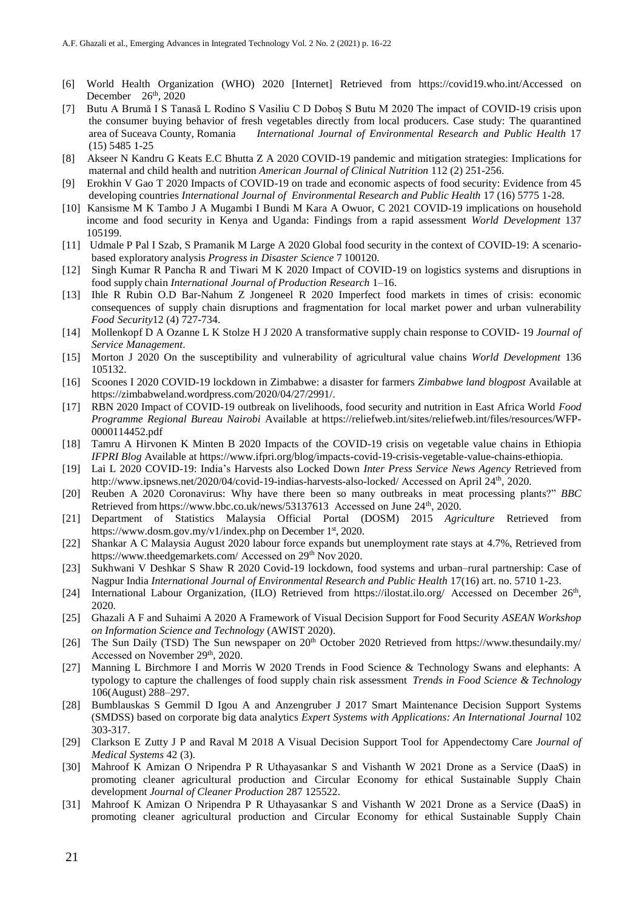[6] World Health Organization (WHO) 2020 [Internet] Retrieved from https://covid19.who.int/Accessed on December 26th, 2020

[7] Butu A Brumă I S Tanasă L Rodino S Vasiliu C D Doboş S Butu M 2020 The impact of COVID-19 crisis upon the consumer buying behavior of fresh vegetables directly from local producers. Case study: The quarantined area of Suceava County, Romania *International Journal of Environmental Research and Public Health* 17 (15) 5485 1-25

[8] Akseer N Kandru G Keats E.C Bhutta Z A 2020 COVID-19 pandemic and mitigation strategies: Implications for maternal and child health and nutrition *American Journal of Clinical Nutrition* 112 (2) 251-256.

[9] Erokhin V Gao T 2020 Impacts of COVID-19 on trade and economic aspects of food security: Evidence from 45 developing countries *International Journal of Environmental Research and Public Health* 17 (16) 5775 1-28.

[10] Kansisme M K Tambo J A Mugambi I Bundi M Kara A Owuor, C 2021 COVID-19 implications on household income and food security in Kenya and Uganda: Findings from a rapid assessment *World Development* 137 105199.

[11] Udmale P Pal I Szab, S Pramanik M Large A 2020 Global food security in the context of COVID-19: A scenario-based exploratory analysis *Progress in Disaster Science* 7 100120.

[12] Singh Kumar R Pancha R and Tiwari M K 2020 Impact of COVID-19 on logistics systems and disruptions in food supply chain *International Journal of Production Research* 1–16.

[13] Ihle R Rubin O.D Bar-Nahum Z Jongeneel R 2020 Imperfect food markets in times of crisis: economic consequences of supply chain disruptions and fragmentation for local market power and urban vulnerability *Food Security*12 (4) 727-734.

[14] Mollenkopf D A Ozanne L K Stolze H J 2020 A transformative supply chain response to COVID- 19 *Journal of Service Management*.

[15] Morton J 2020 On the susceptibility and vulnerability of agricultural value chains *World Development* 136 105132.

[16] Scoones I 2020 COVID-19 lockdown in Zimbabwe: a disaster for farmers *Zimbabwe land blogpost* Available at https://zimbabweland.wordpress.com/2020/04/27/2991/.

[17] RBN 2020 Impact of COVID-19 outbreak on livelihoods, food security and nutrition in East Africa World *Food Programme Regional Bureau Nairobi* Available at https://reliefweb.int/sites/reliefweb.int/files/resources/WFP-0000114452.pdf

[18] Tamru A Hirvonen K Minten B 2020 Impacts of the COVID-19 crisis on vegetable value chains in Ethiopia *IFPRI Blog* Available at https://www.ifpri.org/blog/impacts-covid-19-crisis-vegetable-value-chains-ethiopia.

[19] Lai L 2020 COVID-19: India's Harvests also Locked Down *Inter Press Service News Agency* Retrieved from http://www.ipsnews.net/2020/04/covid-19-indias-harvests-also-locked/ Accessed on April 24th, 2020.

[20] Reuben A 2020 Coronavirus: Why have there been so many outbreaks in meat processing plants?" *BBC* Retrieved from https://www.bbc.co.uk/news/53137613 Accessed on June 24th, 2020.

[21] Department of Statistics Malaysia Official Portal (DOSM) 2015 *Agriculture* Retrieved from https://www.dosm.gov.my/v1/index.php on December 1st, 2020.

[22] Shankar A C Malaysia August 2020 labour force expands but unemployment rate stays at 4.7%, Retrieved from https://www.theedgemarkets.com/ Accessed on 29th Nov 2020.

[23] Sukhwani V Deshkar S Shaw R 2020 Covid-19 lockdown, food systems and urban–rural partnership: Case of Nagpur India *International Journal of Environmental Research and Public Health* 17(16) art. no. 5710 1-23.

[24] International Labour Organization, (ILO) Retrieved from https://ilostat.ilo.org/ Accessed on December 26th, 2020.

[25] Ghazali A F and Suhaimi A 2020 A Framework of Visual Decision Support for Food Security *ASEAN Workshop on Information Science and Technology* (AWIST 2020).

[26] The Sun Daily (TSD) The Sun newspaper on 20th October 2020 Retrieved from https://www.thesundaily.my/ Accessed on November 29th, 2020.

[27] Manning L Birchmore I and Morris W 2020 Trends in Food Science & Technology Swans and elephants: A typology to capture the challenges of food supply chain risk assessment *Trends in Food Science & Technology* 106(August) 288–297.

[28] Bumblauskas S Gemmil D Igou A and Anzengruber J 2017 Smart Maintenance Decision Support Systems (SMDSS) based on corporate big data analytics *Expert Systems with Applications: An International Journal* 102 303-317.

[29] Clarkson E Zutty J P and Raval M 2018 A Visual Decision Support Tool for Appendectomy Care *Journal of Medical Systems* 42 (3).

[30] Mahroof K Amizan O Nripendra P R Uthayasankar S and Vishanth W 2021 Drone as a Service (DaaS) in promoting cleaner agricultural production and Circular Economy for ethical Sustainable Supply Chain development *Journal of Cleaner Production* 287 125522.

[31] Mahroof K Amizan O Nripendra P R Uthayasankar S and Vishanth W 2021 Drone as a Service (DaaS) in promoting cleaner agricultural production and Circular Economy for ethical Sustainable Supply Chain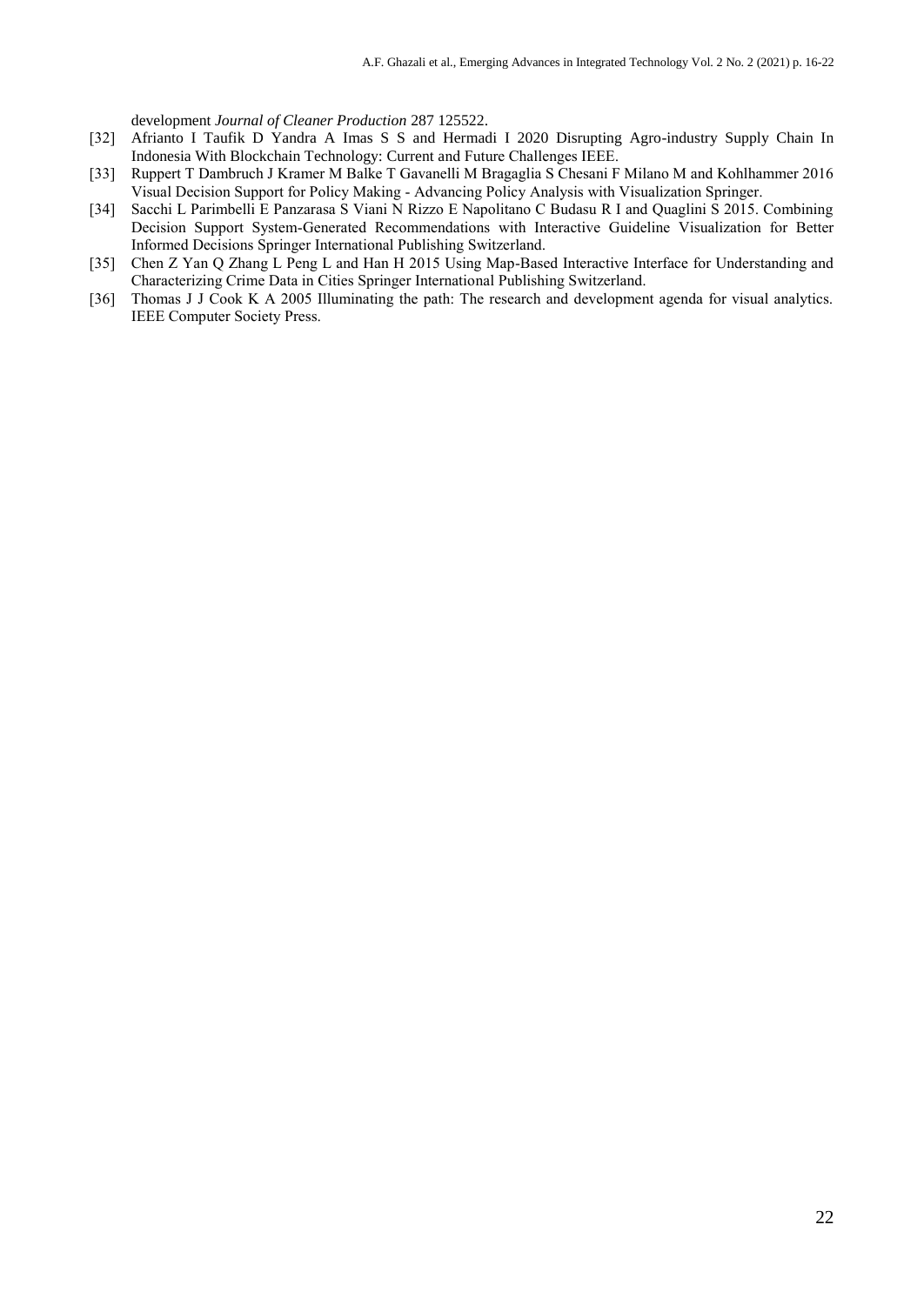development *Journal of Cleaner Production* 287 125522.

[32] Afrianto I Taufik D Yandra A Imas S S and Hermadi I 2020 Disrupting Agro-industry Supply Chain In Indonesia With Blockchain Technology: Current and Future Challenges IEEE.

[33] Ruppert T Dambruch J Kramer M Balke T Gavanelli M Bragaglia S Chesani F Milano M and Kohlhammer 2016 Visual Decision Support for Policy Making - Advancing Policy Analysis with Visualization Springer.

[34] Sacchi L Parimbelli E Panzarasa S Viani N Rizzo E Napolitano C Budasu R I and Quaglini S 2015. Combining Decision Support System-Generated Recommendations with Interactive Guideline Visualization for Better Informed Decisions Springer International Publishing Switzerland.

[35] Chen Z Yan Q Zhang L Peng L and Han H 2015 Using Map-Based Interactive Interface for Understanding and Characterizing Crime Data in Cities Springer International Publishing Switzerland.

[36] Thomas J J Cook K A 2005 Illuminating the path: The research and development agenda for visual analytics. IEEE Computer Society Press.